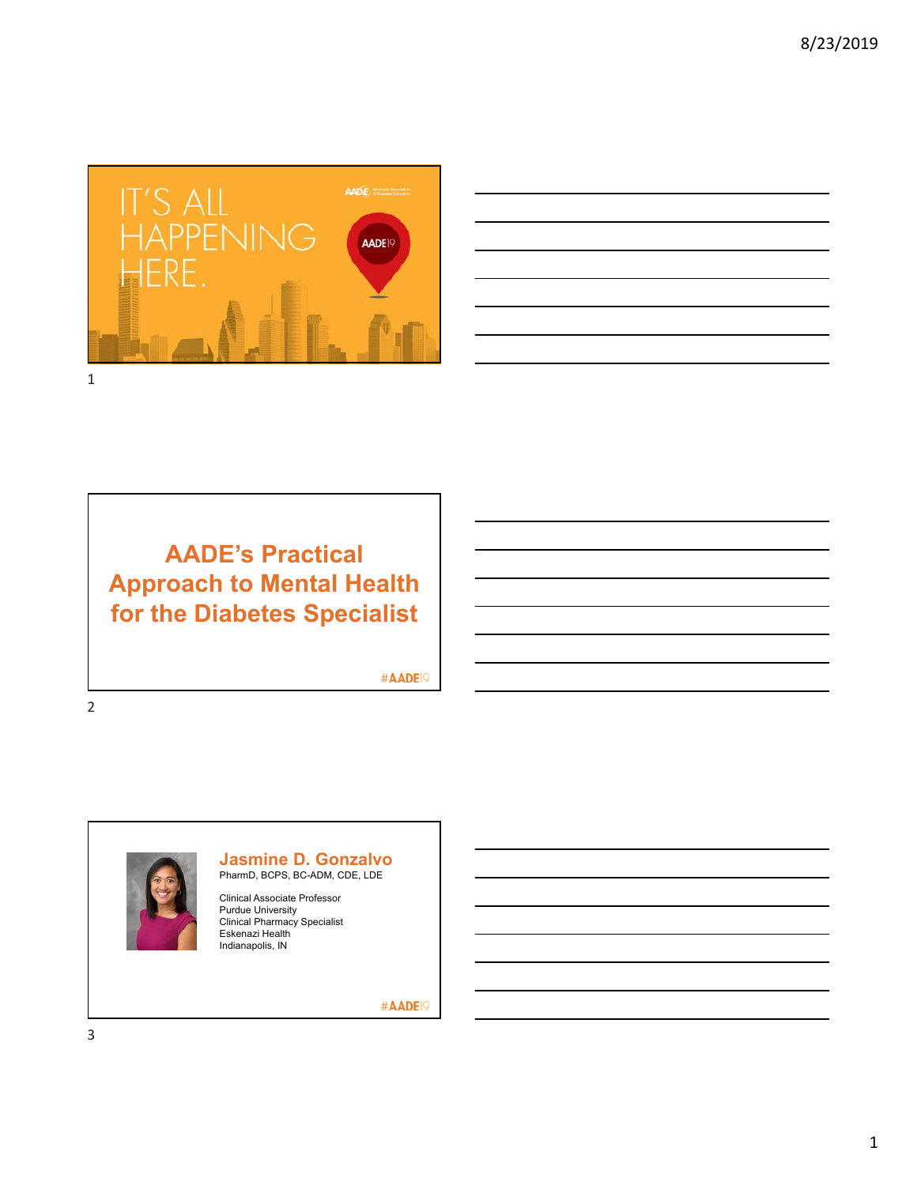IT'S ALL HAPPENING HERE.

AADE19

# AADE's Practical Approach to Mental Health for the Diabetes Specialist

#AADE19

## Jasmine D. Gonzalvo

PharmD, BCPS, BC-ADM, CDE, LDE

Clinical Associate Professor
Purdue University
Clinical Pharmacy Specialist
Eskenazi Health
Indianapolis, IN

#AADE19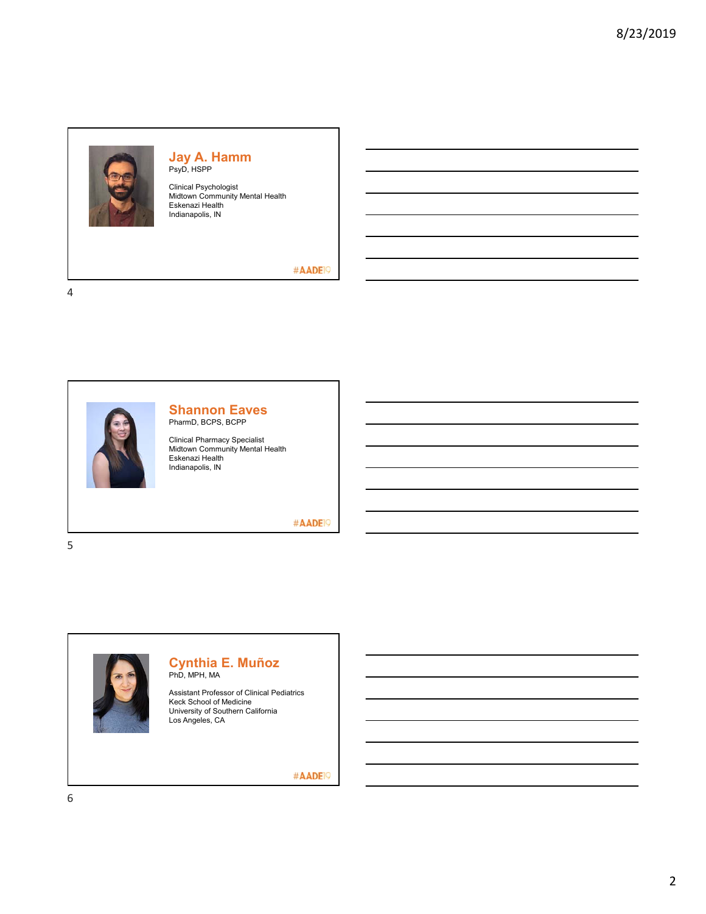## Jay A. Hamm

PsyD, HSPP

Clinical Psychologist
Midtown Community Mental Health
Eskenazi Health
Indianapolis, IN

#AADE19

## Shannon Eaves

PharmD, BCPS, BCPP

Clinical Pharmacy Specialist
Midtown Community Mental Health
Eskenazi Health
Indianapolis, IN

#AADE19

## Cynthia E. Muñoz

PhD, MPH, MA

Assistant Professor of Clinical Pediatrics
Keck School of Medicine
University of Southern California
Los Angeles, CA

#AADE19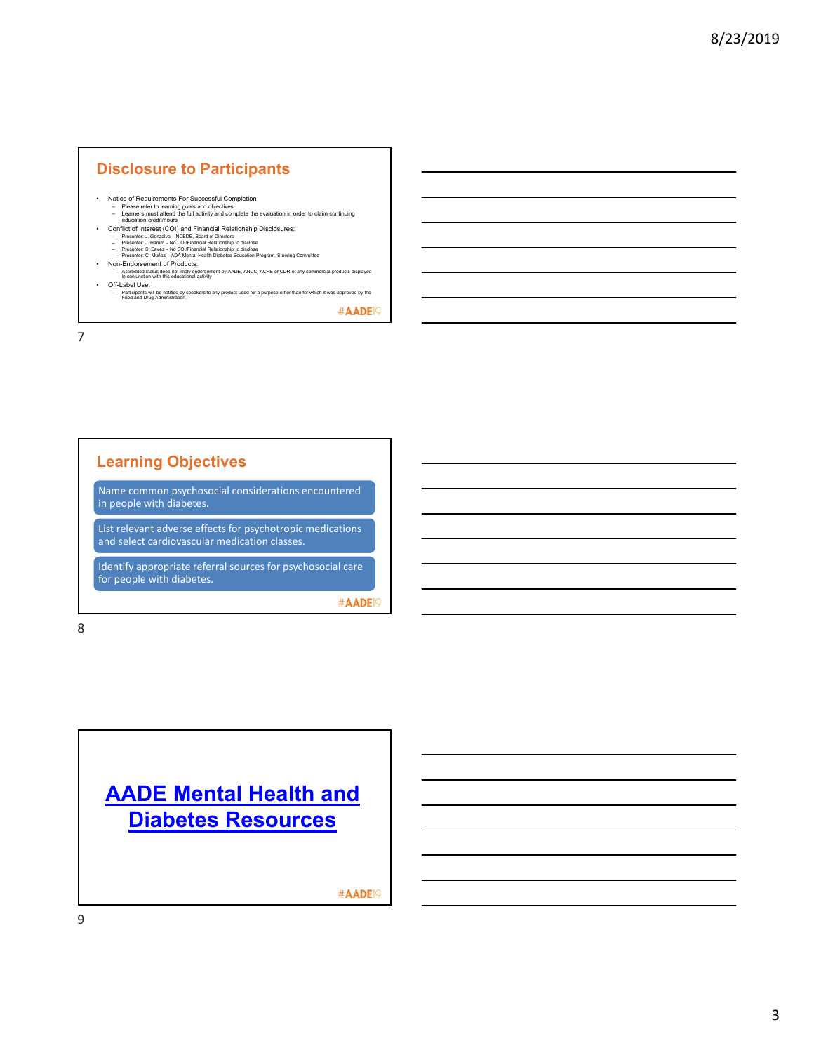## Disclosure to Participants

- Notice of Requirements For Successful Completion
  - Please refer to learning goals and objectives
  - Learners must attend the full activity and complete the evaluation in order to claim continuing education credit/hours
- Conflict of Interest (COI) and Financial Relationship Disclosures:
  - Presenter: J. Gonzalvo – NCBDE, Board of Directors
  - Presenter: J. Hamm – No COI/Financial Relationship to disclose
  - Presenter: S. Eaves – No COI/Financial Relationship to disclose
  - Presenter: C. Muñoz – ADA Mental Health Diabetes Education Program, Steering Committee
- Non-Endorsement of Products:
  - Accredited status does not imply endorsement by AADE, ANCC, ACPE or CDR of any commercial products displayed in conjunction with this educational activity
- Off-Label Use:
  - Participants will be notified by speakers to any product used for a purpose other than for which it was approved by the Food and Drug Administration.

#AADE19

## Learning Objectives

- Name common psychosocial considerations encountered in people with diabetes.
- List relevant adverse effects for psychotropic medications and select cardiovascular medication classes.
- Identify appropriate referral sources for psychosocial care for people with diabetes.

#AADE19

## AADE Mental Health and Diabetes Resources

#AADE19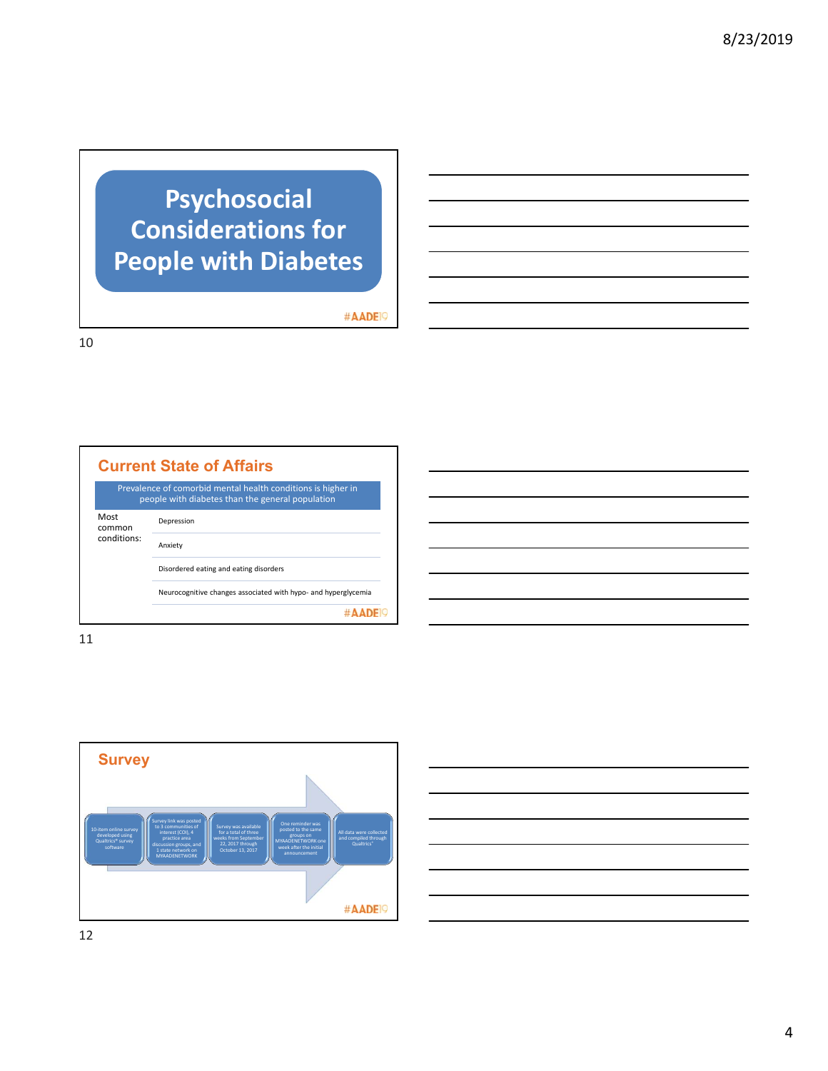# Psychosocial Considerations for People with Diabetes

#AADE19

## Current State of Affairs

Prevalence of comorbid mental health conditions is higher in people with diabetes than the general population

Most common conditions:

- Depression
- Anxiety
- Disordered eating and eating disorders
- Neurocognitive changes associated with hypo- and hyperglycemia

#AADE19

## Survey

- 10-item online survey developed using Qualtrics® survey software
- Survey link was posted to 3 communities of interest (COI), 4 practice area discussion groups, and 1 state network on MYAADENETWORK
- Survey was available for a total of three weeks from September 22, 2017 through October 13, 2017
- One reminder was posted to the same groups on MYAADENETWORK one week after the initial announcement
- All data were collected and compiled through Qualtrics®

#AADE19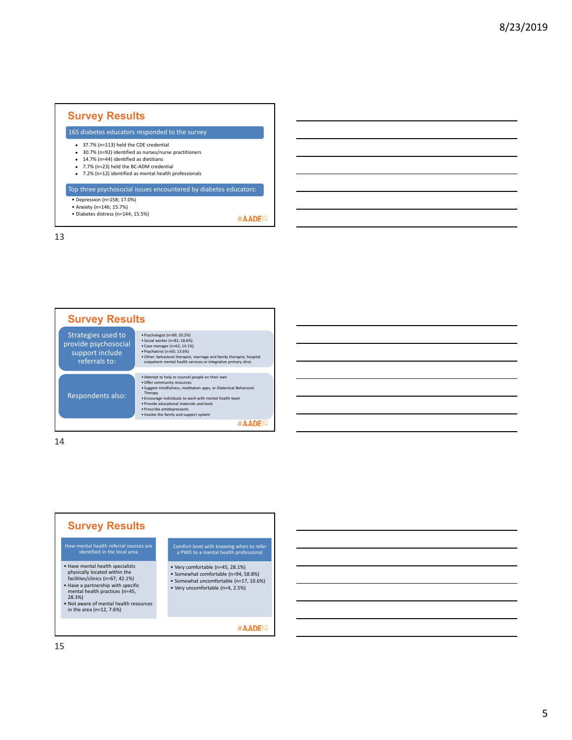## Survey Results

**165 diabetes educators responded to the survey**

- 37.7% (n=113) held the CDE credential
- 30.7% (n=92) identified as nurses/nurse practitioners
- 14.7% (n=44) identified as dietitians
- 7.7% (n=23) held the BC-ADM credential
- 7.2% (n=12) identified as mental health professionals

**Top three psychosocial issues encountered by diabetes educators:**

- Depression (n=158; 17.0%)
- Anxiety (n=146; 15.7%)
- Diabetes distress (n=144; 15.5%)

#AADE19

## Survey Results

**Strategies used to provide psychosocial support include referrals to:**

- Psychologist (n=89; 20.2%)
- Social worker (n=82; 18.6%)
- Case manager (n=62; 14.1%)
- Psychiatrist (n=60; 13.6%)
- Other: behavioral therapist, marriage and family therapist, hospital outpatient mental health services or integrative primary clinic

**Respondents also:**

- Attempt to help or counsel people on their own
- Offer community resources
- Suggest mindfulness, meditation apps, or Dialectical Behavioral Therapy
- Encourage individuals to work with mental health team
- Provide educational materials and tools
- Prescribe antidepressants
- Involve the family and support system

#AADE19

## Survey Results

**How mental health referral sources are identified in the local area**

- Have mental health specialists physically located within the facilities/clinics (n=67, 42.1%)
- Have a partnership with specific mental health practices (n=45, 28.3%)
- Not aware of mental health resources in the area (n=12, 7.6%)

**Comfort level with knowing when to refer a PWD to a mental health professional**

- Very comfortable (n=45, 28.1%)
- Somewhat comfortable (n=94, 58.8%)
- Somewhat uncomfortable (n=17, 10.6%)
- Very uncomfortable (n=4, 2.5%)

#AADE19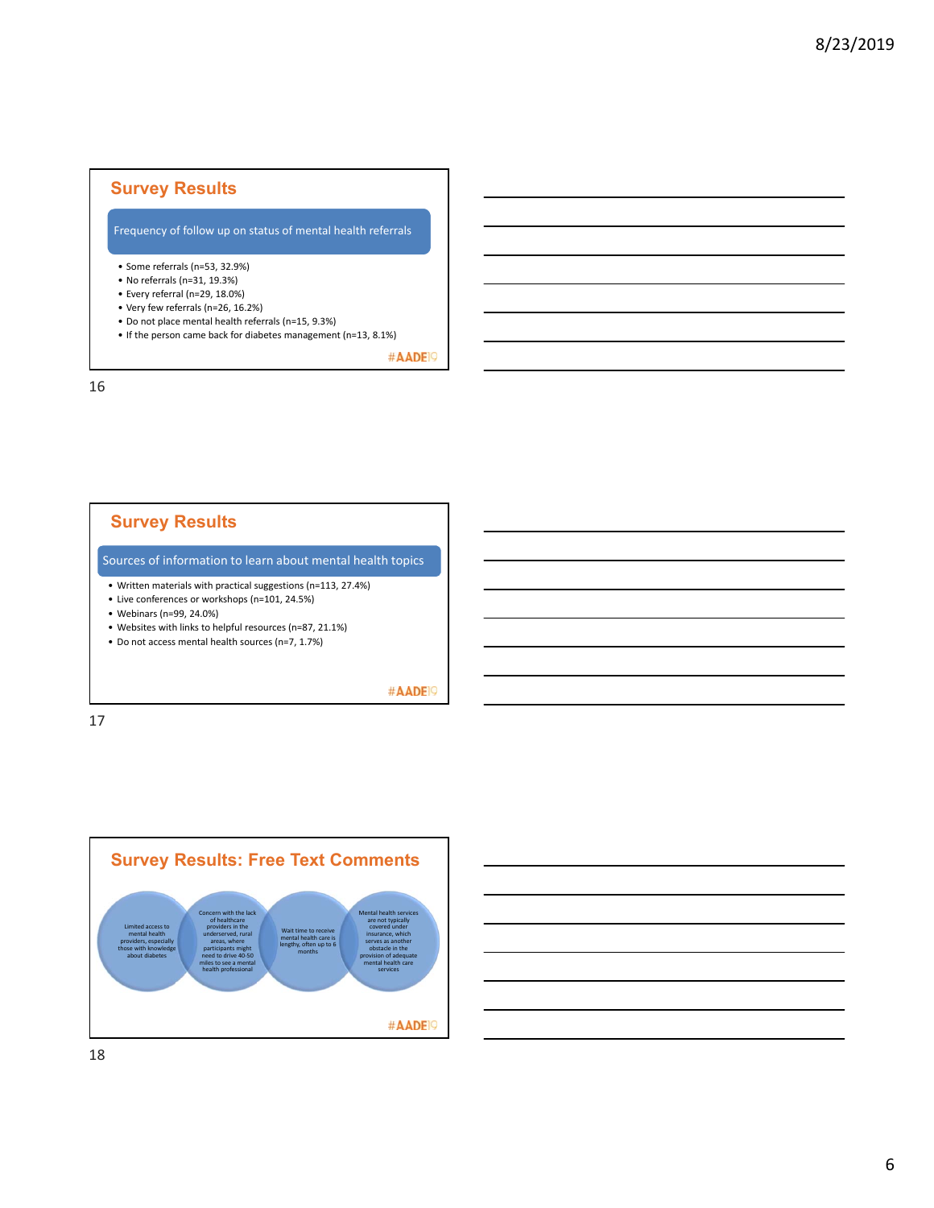## Survey Results

### Frequency of follow up on status of mental health referrals

- Some referrals (n=53, 32.9%)
- No referrals (n=31, 19.3%)
- Every referral (n=29, 18.0%)
- Very few referrals (n=26, 16.2%)
- Do not place mental health referrals (n=15, 9.3%)
- If the person came back for diabetes management (n=13, 8.1%)

#AADE19

## Survey Results

### Sources of information to learn about mental health topics

- Written materials with practical suggestions (n=113, 27.4%)
- Live conferences or workshops (n=101, 24.5%)
- Webinars (n=99, 24.0%)
- Websites with links to helpful resources (n=87, 21.1%)
- Do not access mental health sources (n=7, 1.7%)

#AADE19

## Survey Results: Free Text Comments

- Limited access to mental health providers, especially those with knowledge about diabetes
- Concern with the lack of healthcare providers in the underserved, rural areas, where participants might need to drive 40-50 miles to see a mental health professional
- Wait time to receive mental health care is lengthy, often up to 6 months
- Mental health services are not typically covered under insurance, which serves as another obstacle in the provision of adequate mental health care services

#AADE19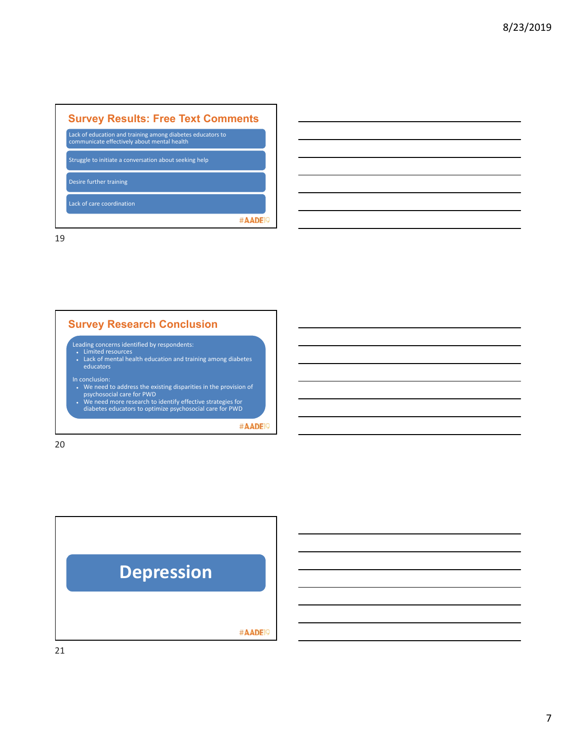## Survey Results: Free Text Comments

- Lack of education and training among diabetes educators to communicate effectively about mental health
- Struggle to initiate a conversation about seeking help
- Desire further training
- Lack of care coordination

#AADE19

19

## Survey Research Conclusion

Leading concerns identified by respondents:

- Limited resources
- Lack of mental health education and training among diabetes educators

In conclusion:

- We need to address the existing disparities in the provision of psychosocial care for PWD
- We need more research to identify effective strategies for diabetes educators to optimize psychosocial care for PWD

#AADE19

20

## Depression

#AADE19

21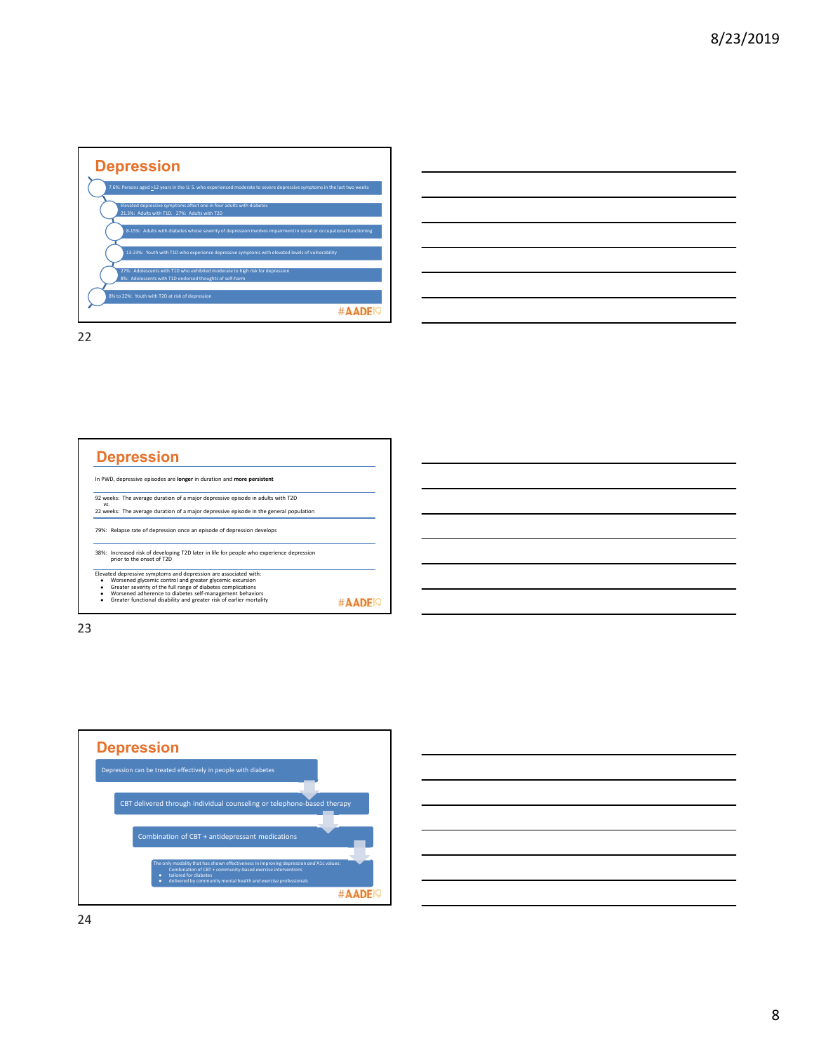## Depression

- 7.6%: Persons aged ≥12 years in the U. S. who experienced moderate to severe depressive symptoms in the last two weeks
- Elevated depressive symptoms affect one in four adults with diabetes
  21.3%: Adults with T1D. 27%: Adults with T2D
- 8-15%: Adults with diabetes whose severity of depression involves impairment in social or occupational functioning
- 13-23%: Youth with T1D who experience depressive symptoms with elevated levels of vulnerability
- 27%: Adolescents with T1D who exhibited moderate to high risk for depression
  8%: Adolescents with T1D endorsed thoughts of self-harm
- 8% to 22%: Youth with T2D at risk of depression

#AADE19

## Depression

In PWD, depressive episodes are **longer** in duration and **more persistent**

92 weeks: The average duration of a major depressive episode in adults with T2D
*vs.*
22 weeks: The average duration of a major depressive episode in the general population

79%: Relapse rate of depression once an episode of depression develops

38%: Increased risk of developing T2D later in life for people who experience depression prior to the onset of T2D

Elevated depressive symptoms and depression are associated with:

- Worsened glycemic control and greater glycemic excursion
- Greater severity of the full range of diabetes complications
- Worsened adherence to diabetes self-management behaviors
- Greater functional disability and greater risk of earlier mortality

#AADE19

## Depression

- Depression can be treated effectively in people with diabetes
- CBT delivered through individual counseling or telephone-based therapy
- Combination of CBT + antidepressant medications
- The only modality that has shown effectiveness in improving depression and A1c values:
  Combination of CBT + community-based exercise interventions
  - tailored for diabetes
  - delivered by community mental health and exercise professionals

#AADE19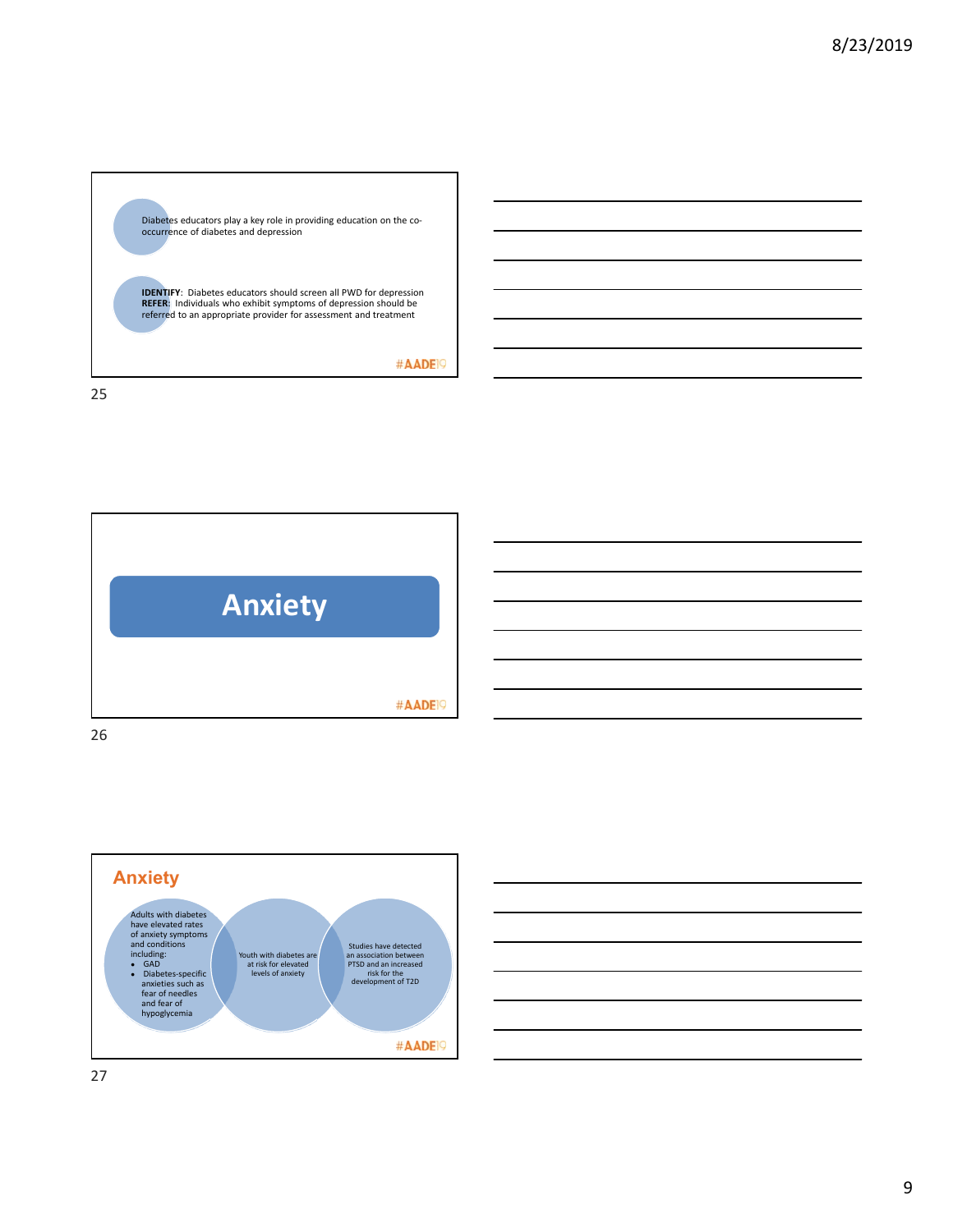Diabetes educators play a key role in providing education on the co-occurrence of diabetes and depression

**IDENTIFY**: Diabetes educators should screen all PWD for depression
**REFER**: Individuals who exhibit symptoms of depression should be referred to an appropriate provider for assessment and treatment

#AADE19

25

# Anxiety

#AADE19

26

## Anxiety

Adults with diabetes have elevated rates of anxiety symptoms and conditions including:

- GAD
- Diabetes-specific anxieties such as fear of needles and fear of hypoglycemia

Youth with diabetes are at risk for elevated levels of anxiety

Studies have detected an association between PTSD and an increased risk for the development of T2D

#AADE19

27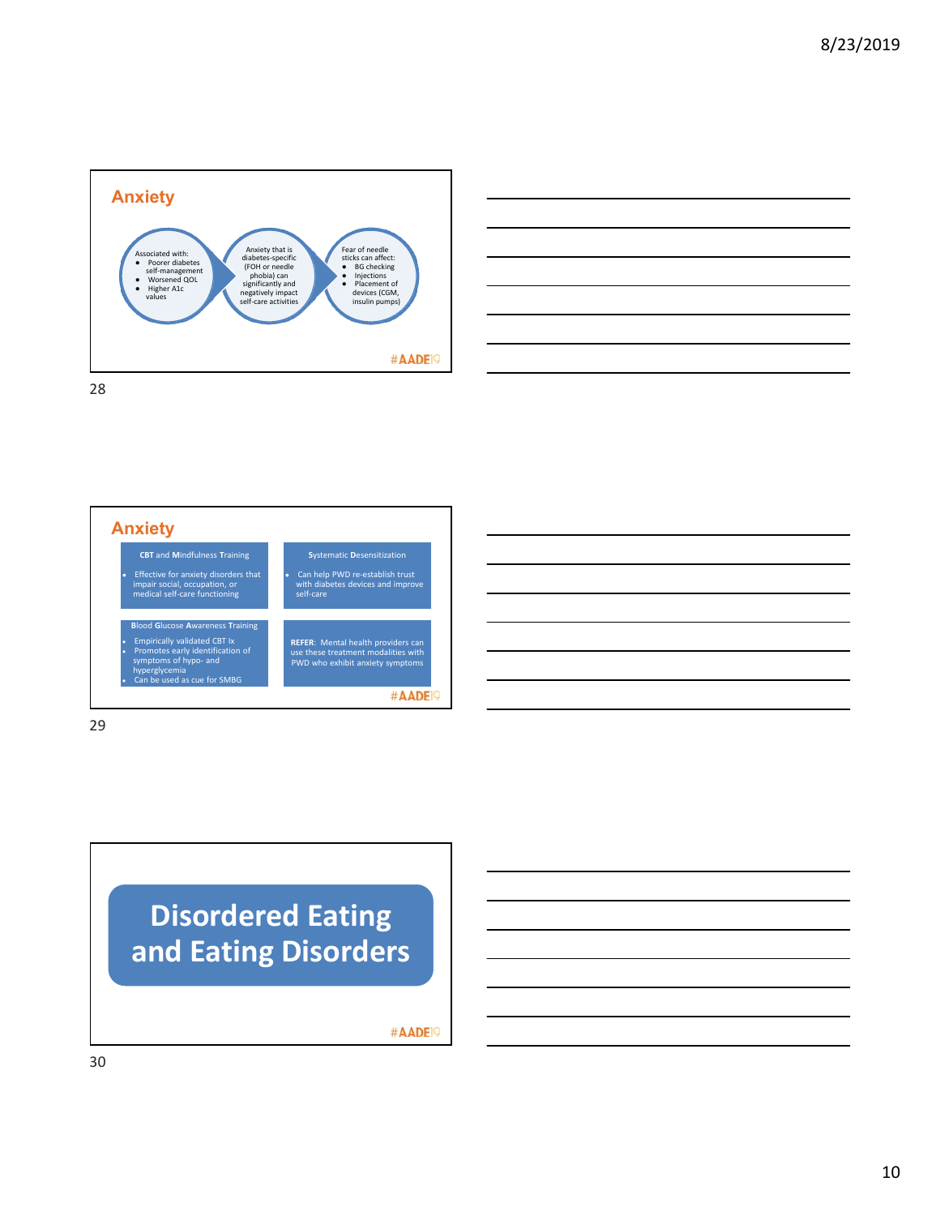## Anxiety

Associated with:
- Poorer diabetes self-management
- Worsened QOL
- Higher A1c values

Anxiety that is diabetes-specific (FOH or needle phobia) can significantly and negatively impact self-care activities

Fear of needle sticks can affect:
- BG checking
- Injections
- Placement of devices (CGM, insulin pumps)

#AADE19

## Anxiety

**CBT and Mindfulness Training**

- Effective for anxiety disorders that impair social, occupation, or medical self-care functioning

**Systematic Desensitization**

- Can help PWD re-establish trust with diabetes devices and improve self-care

**Blood Glucose Awareness Training**

- Empirically validated CBT Ix
- Promotes early identification of symptoms of hypo- and hyperglycemia
- Can be used as cue for SMBG

**REFER**: Mental health providers can use these treatment modalities with PWD who exhibit anxiety symptoms

#AADE19

# Disordered Eating and Eating Disorders

#AADE19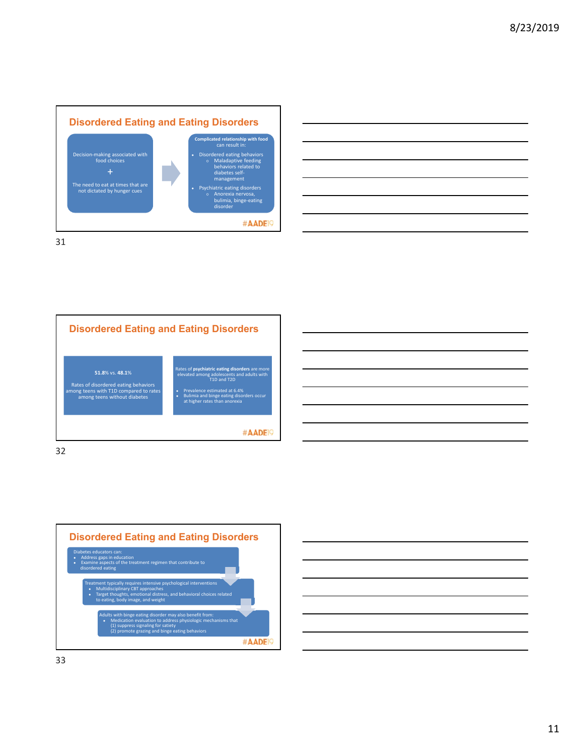## Disordered Eating and Eating Disorders

Decision-making associated with food choices

\+

The need to eat at times that are not dictated by hunger cues

**Complicated relationship with food** can result in:

- Disordered eating behaviors
  - Maladaptive feeding behaviors related to diabetes self-management
- Psychiatric eating disorders
  - Anorexia nervosa, bulimia, binge-eating disorder

#AADE19

## Disordered Eating and Eating Disorders

**51.8%** vs. **48.1%**

Rates of disordered eating behaviors among teens with T1D compared to rates among teens without diabetes

Rates of **psychiatric eating disorders** are more elevated among adolescents and adults with T1D and T2D

- Prevalence estimated at 6.4%
- Bulimia and binge eating disorders occur at higher rates than anorexia

#AADE19

## Disordered Eating and Eating Disorders

Diabetes educators can:
- Address gaps in education
- Examine aspects of the treatment regimen that contribute to disordered eating

Treatment typically requires intensive psychological interventions
- Multidisciplinary CBT approaches
- Target thoughts, emotional distress, and behavioral choices related to eating, body image, and weight

Adults with binge eating disorder may also benefit from:
- Medication evaluation to address physiologic mechanisms that
  (1) suppress signaling for satiety
  (2) promote grazing and binge eating behaviors

#AADE19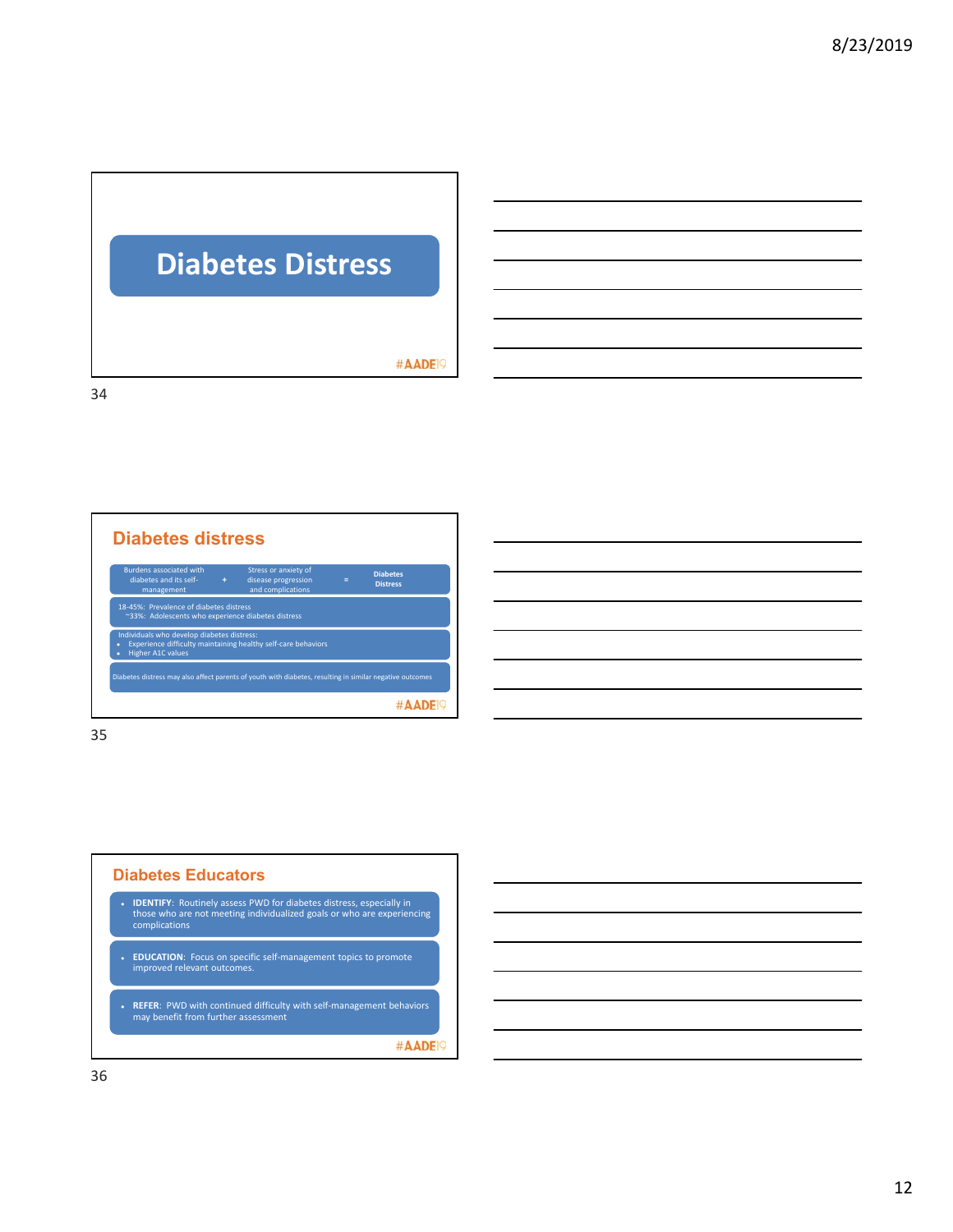# Diabetes Distress

## Diabetes distress

Burdens associated with diabetes and its self-management + Stress or anxiety of disease progression and complications = **Diabetes Distress**

18-45%: Prevalence of diabetes distress
~33%: Adolescents who experience diabetes distress

Individuals who develop diabetes distress:

- Experience difficulty maintaining healthy self-care behaviors
- Higher A1C values

Diabetes distress may also affect parents of youth with diabetes, resulting in similar negative outcomes

## Diabetes Educators

- **IDENTIFY**: Routinely assess PWD for diabetes distress, especially in those who are not meeting individualized goals or who are experiencing complications
- **EDUCATION**: Focus on specific self-management topics to promote improved relevant outcomes.
- **REFER**: PWD with continued difficulty with self-management behaviors may benefit from further assessment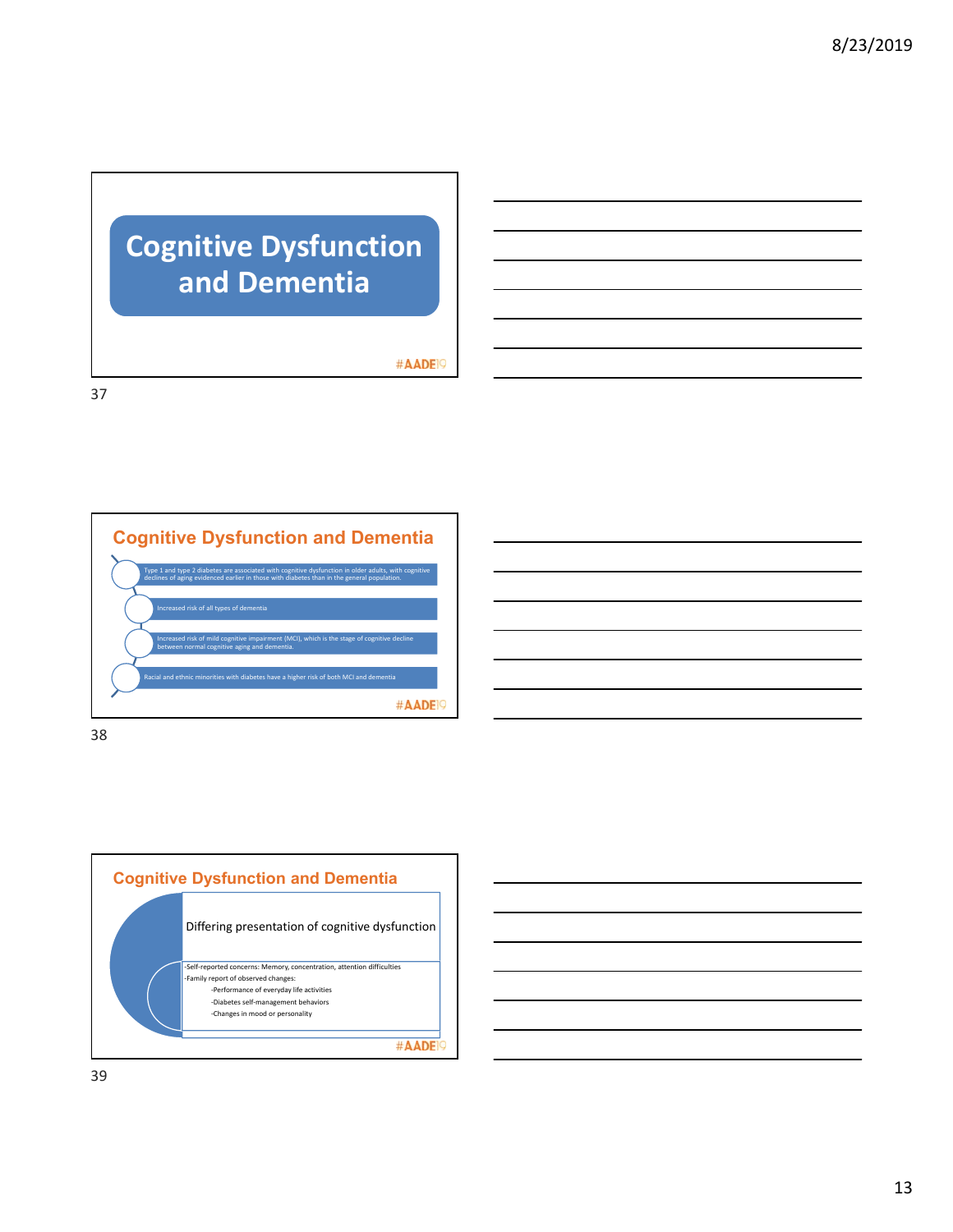# Cognitive Dysfunction and Dementia

#AADE19

## Cognitive Dysfunction and Dementia

- Type 1 and type 2 diabetes are associated with cognitive dysfunction in older adults, with cognitive declines of aging evidenced earlier in those with diabetes than in the general population.
- Increased risk of all types of dementia
- Increased risk of mild cognitive impairment (MCI), which is the stage of cognitive decline between normal cognitive aging and dementia.
- Racial and ethnic minorities with diabetes have a higher risk of both MCI and dementia

#AADE19

## Cognitive Dysfunction and Dementia

Differing presentation of cognitive dysfunction

-Self-reported concerns: Memory, concentration, attention difficulties
-Family report of observed changes:
  -Performance of everyday life activities
  -Diabetes self-management behaviors
  -Changes in mood or personality

#AADE19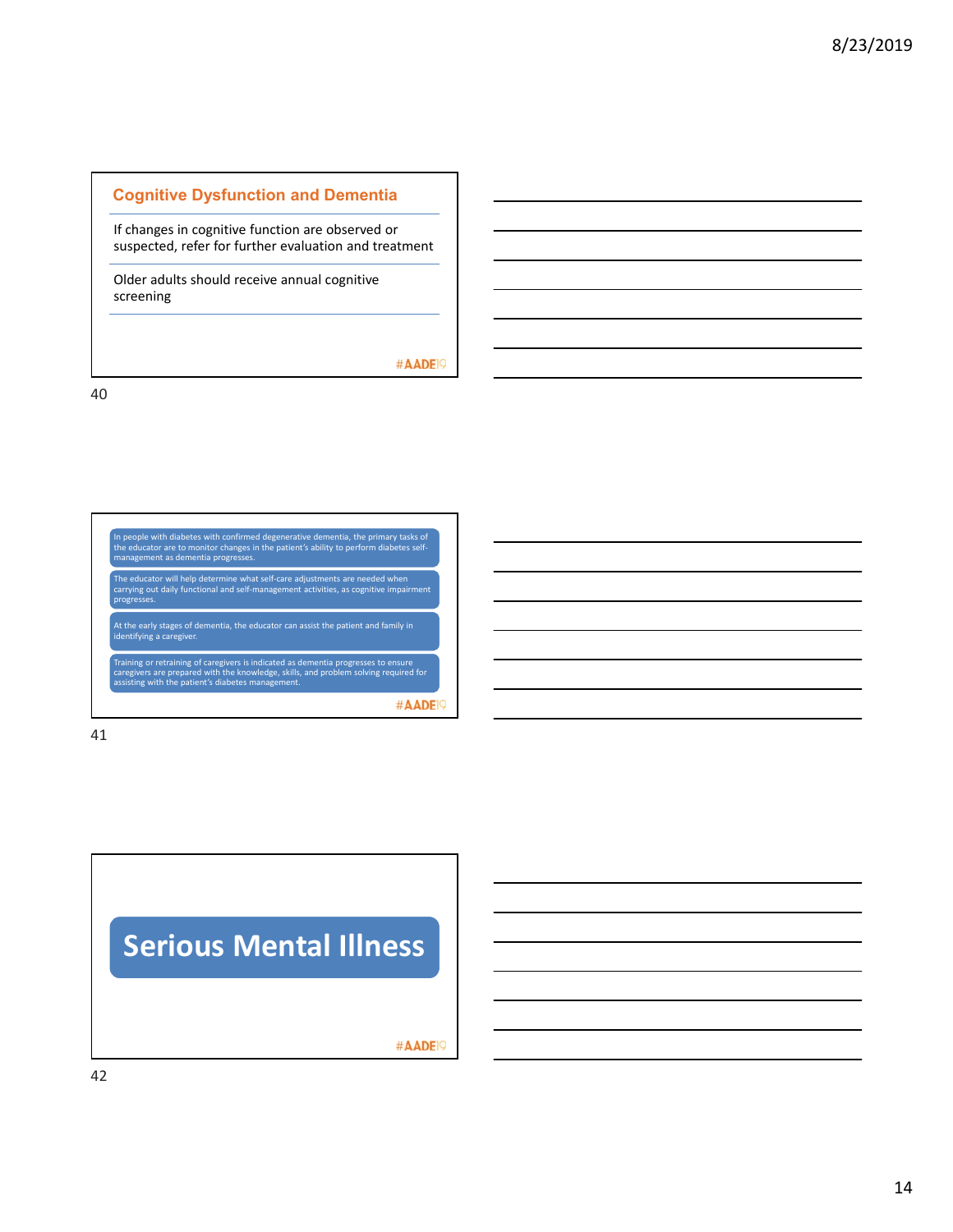## Cognitive Dysfunction and Dementia

If changes in cognitive function are observed or suspected, refer for further evaluation and treatment

Older adults should receive annual cognitive screening

#AADE19

In people with diabetes with confirmed degenerative dementia, the primary tasks of the educator are to monitor changes in the patient's ability to perform diabetes self-management as dementia progresses.

The educator will help determine what self-care adjustments are needed when carrying out daily functional and self-management activities, as cognitive impairment progresses.

At the early stages of dementia, the educator can assist the patient and family in identifying a caregiver.

Training or retraining of caregivers is indicated as dementia progresses to ensure caregivers are prepared with the knowledge, skills, and problem solving required for assisting with the patient's diabetes management.

#AADE19

## Serious Mental Illness

#AADE19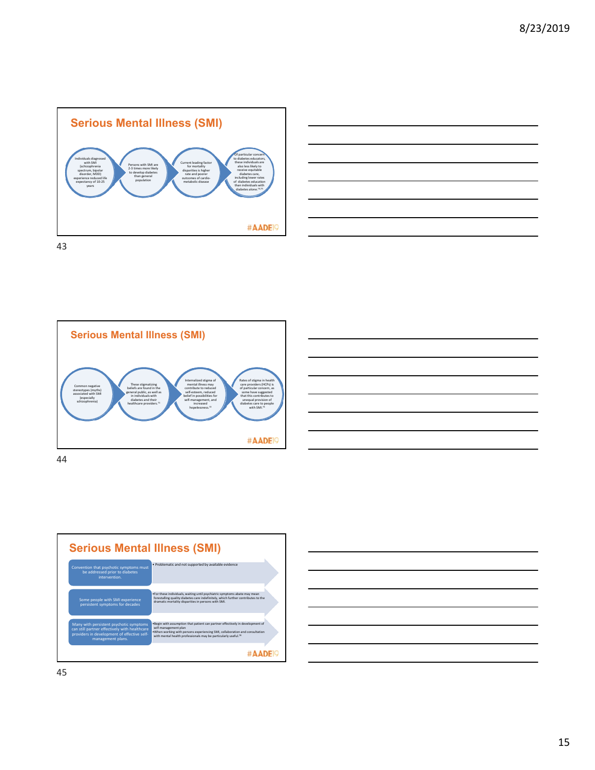## Serious Mental Illness (SMI)

- Individuals diagnosed with SMI (schizophrenia spectrum, bipolar disorder, MDD) experience reduced life expectancy of 10-25 years
- Persons with SMI are 2-3 times more likely to develop diabetes than general population
- Current leading factor for mortality disparities is higher rate and poorer outcomes of cardio-metabolic disease
- Of particular concern to diabetes educators, these individuals are also less likely to receive equitable diabetes care, including lower rates of diabetes education than individuals with diabetes alone.[74,75]

#AADE19

## Serious Mental Illness (SMI)

- Common negative stereotypes (myths) associated with SMI (especially schizophrenia)
- These stigmatizing beliefs are found in the general public, as well as in individuals with diabetes and their healthcare providers.[71]
- Internalized stigma of mental illness may contribute to reduced self-esteem, reduced belief in possibilities for self-management, and increased hopelessness.[72]
- Rates of stigma in health care providers (HCPs) is of particular concern, as some have suggested that this contributes to unequal provision of diabetes care to people with SMI.[73]

#AADE19

## Serious Mental Illness (SMI)

- **Convention that psychotic symptoms must be addressed prior to diabetes intervention.**
  - Problematic and not supported by available evidence
- **Some people with SMI experience persistent symptoms for decades**
  - For these individuals, waiting until psychiatric symptoms abate may mean forestalling quality diabetes care indefinitely, which further contributes to the dramatic mortality disparities in persons with SMI.
- **Many with persistent psychotic symptoms can still partner effectively with healthcare providers in development of effective self-management plans.**
  - Begin with assumption that patient can partner effectively in development of self-management plan
  - When working with persons experiencing SMI, collaboration and consultation with mental health professionals may be particularly useful.[76]

#AADE19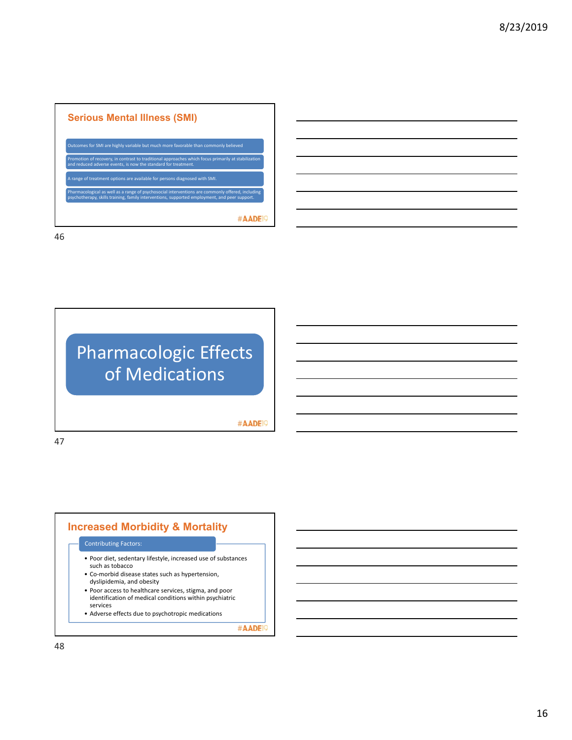## Serious Mental Illness (SMI)

- Outcomes for SMI are highly variable but much more favorable than commonly believed
- Promotion of recovery, in contrast to traditional approaches which focus primarily at stabilization and reduced adverse events, is now the standard for treatment.
- A range of treatment options are available for persons diagnosed with SMI.
- Pharmacological as well as a range of psychosocial interventions are commonly offered, including psychotherapy, skills training, family interventions, supported employment, and peer support.

#AADE19

46

# Pharmacologic Effects of Medications

#AADE19

47

## Increased Morbidity & Mortality

Contributing Factors:

- Poor diet, sedentary lifestyle, increased use of substances such as tobacco
- Co-morbid disease states such as hypertension, dyslipidemia, and obesity
- Poor access to healthcare services, stigma, and poor identification of medical conditions within psychiatric services
- Adverse effects due to psychotropic medications

#AADE19

48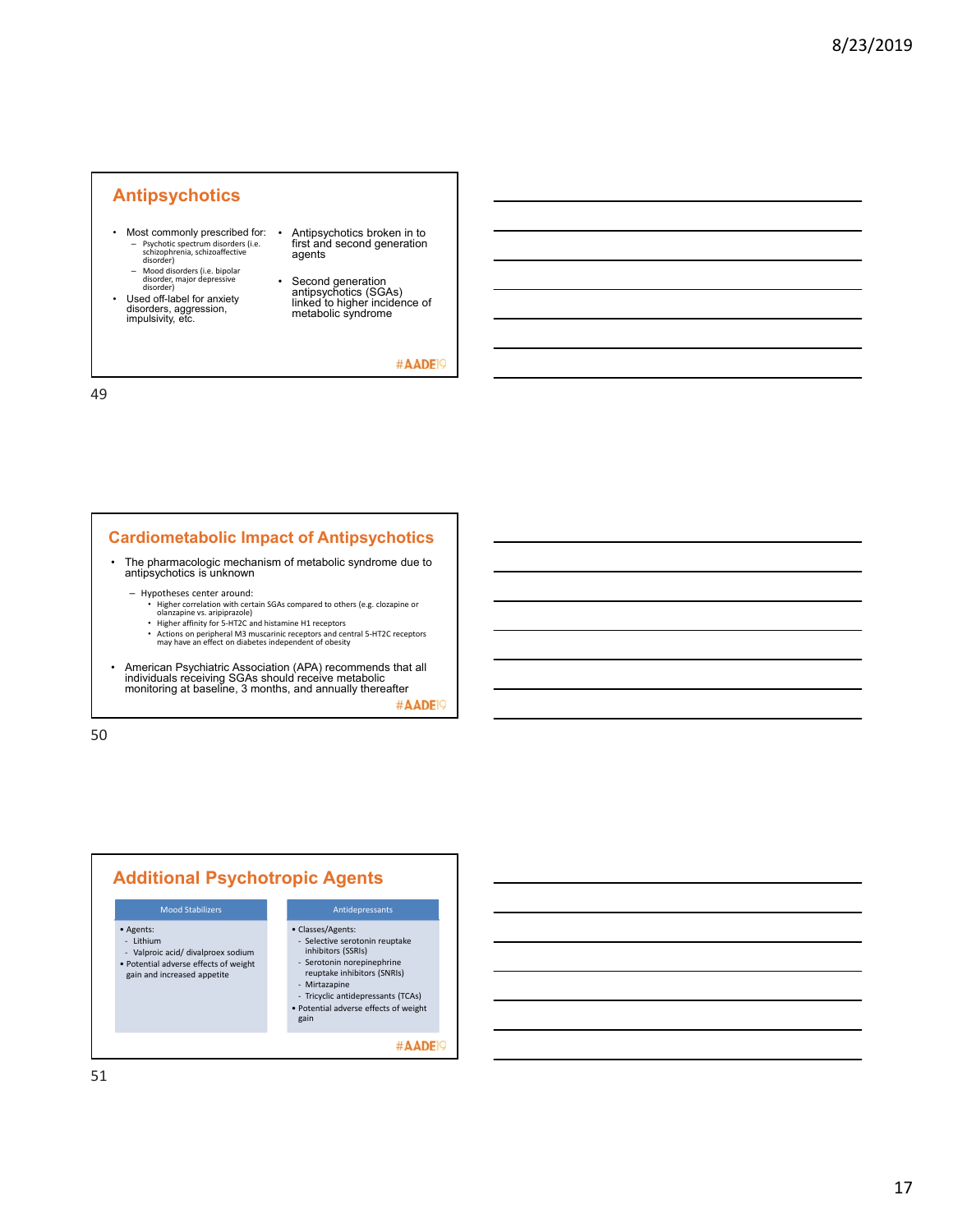## Antipsychotics

- Most commonly prescribed for:
  - Psychotic spectrum disorders (i.e. schizophrenia, schizoaffective disorder)
  - Mood disorders (i.e. bipolar disorder, major depressive disorder)
- Used off-label for anxiety disorders, aggression, impulsivity, etc.
- Antipsychotics broken in to first and second generation agents
- Second generation antipsychotics (SGAs) linked to higher incidence of metabolic syndrome

#AADE19

## Cardiometabolic Impact of Antipsychotics

- The pharmacologic mechanism of metabolic syndrome due to antipsychotics is unknown
  - Hypotheses center around:
    - Higher correlation with certain SGAs compared to others (e.g. clozapine or olanzapine vs. aripiprazole)
    - Higher affinity for 5-HT2C and histamine H1 receptors
    - Actions on peripheral M3 muscarinic receptors and central 5-HT2C receptors may have an effect on diabetes independent of obesity
- American Psychiatric Association (APA) recommends that all individuals receiving SGAs should receive metabolic monitoring at baseline, 3 months, and annually thereafter

#AADE19

## Additional Psychotropic Agents

| Mood Stabilizers | Antidepressants |
| --- | --- |
| • Agents:<br>- Lithium<br>- Valproic acid/ divalproex sodium<br>• Potential adverse effects of weight gain and increased appetite | • Classes/Agents:<br>- Selective serotonin reuptake inhibitors (SSRIs)<br>- Serotonin norepinephrine reuptake inhibitors (SNRIs)<br>- Mirtazapine<br>- Tricyclic antidepressants (TCAs)<br>• Potential adverse effects of weight gain |

#AADE19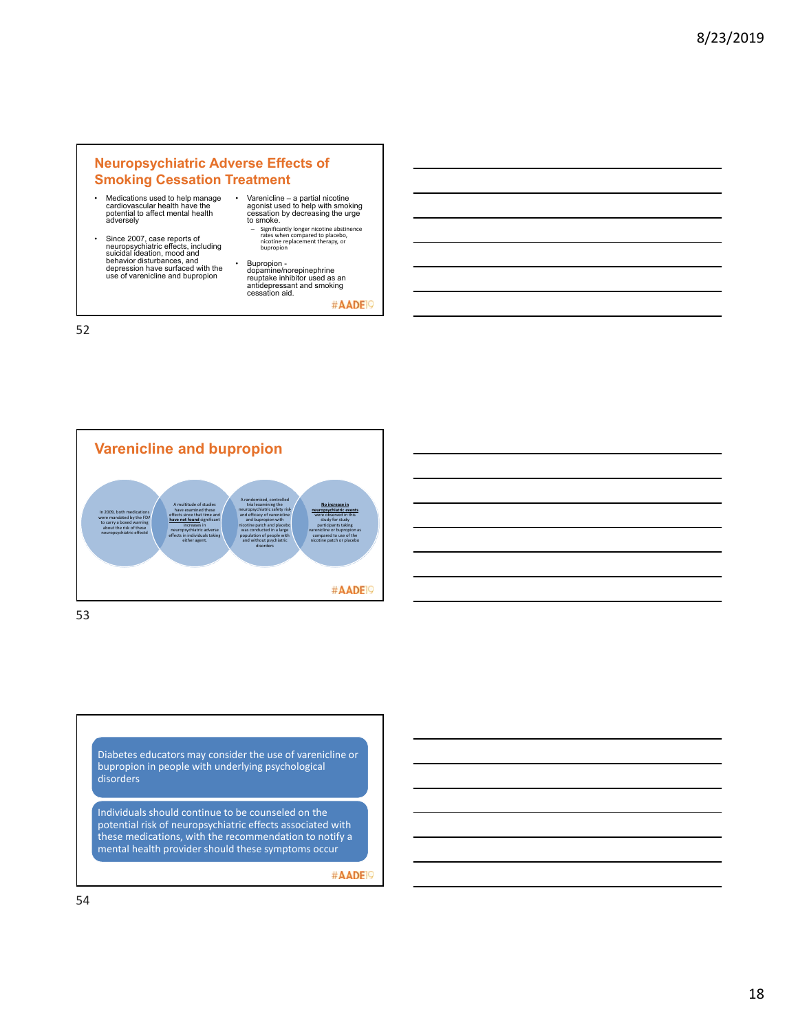## Neuropsychiatric Adverse Effects of Smoking Cessation Treatment

- Medications used to help manage cardiovascular health have the potential to affect mental health adversely
- Since 2007, case reports of neuropsychiatric effects, including suicidal ideation, mood and behavior disturbances, and depression have surfaced with the use of varenicline and bupropion
- Varenicline – a partial nicotine agonist used to help with smoking cessation by decreasing the urge to smoke.
  - Significantly longer nicotine abstinence rates when compared to placebo, nicotine replacement therapy, or bupropion
- Bupropion - dopamine/norepinephrine reuptake inhibitor used as an antidepressant and smoking cessation aid.

#AADE19

## Varenicline and bupropion

In 2009, both medications were mandated by the FDA to carry a boxed warning about the risk of these neuropsychiatric effectd

A multitude of studies have examined these effects since that time and **have not found** significant increases in neuropsychiatric adverse effects in individuals taking either agent.

A randomized, controlled trial examining the neuropsychiatric safety risk and efficacy of varenicline and bupropion with nicotine patch and placebo was conducted in a large population of people with and without psychiatric disorders

**No increase in neuropsychiatric events** were observed in this study for study participants taking varenicline or bupropion as compared to use of the nicotine patch or placebo

#AADE19

Diabetes educators may consider the use of varenicline or bupropion in people with underlying psychological disorders

Individuals should continue to be counseled on the potential risk of neuropsychiatric effects associated with these medications, with the recommendation to notify a mental health provider should these symptoms occur

#AADE19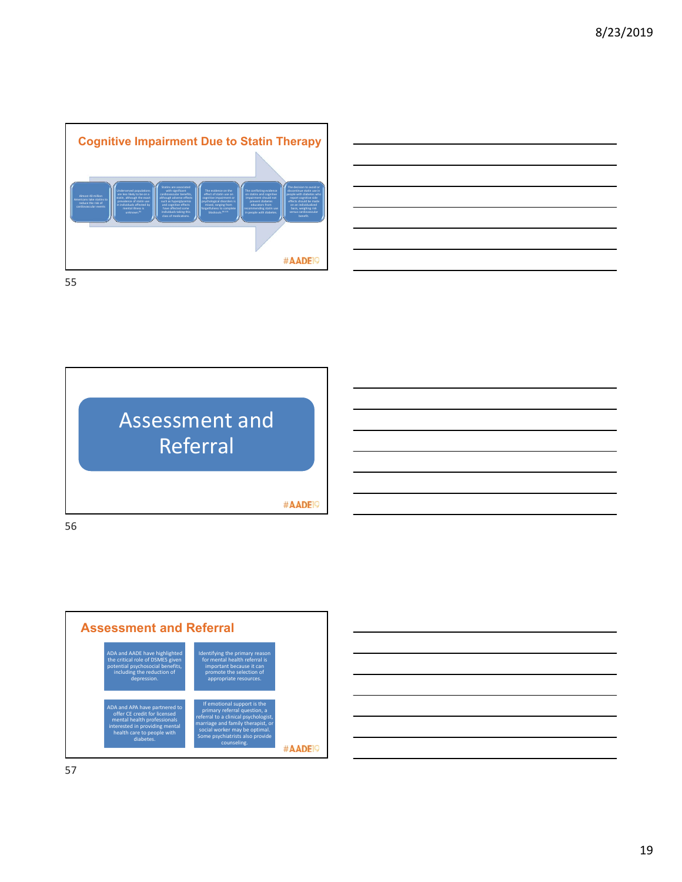## Cognitive Impairment Due to Statin Therapy

- Almost 40 million Americans take statins to reduce the risk of cardiovascular events.
- Underserved populations are less likely to be on a statin, although the exact prevalence of statin use in individuals affected by mental illness is unknown.
- Statins are associated with significant cardiovascular benefits, although adverse effects such as hyperglycemia and cognitive effects have affected some individuals taking this class of medications.
- The evidence on the effect of statin use on cognitive impairment or psychological disorders is mixed, ranging from forgetfulness to complete blackouts.
- The conflicting evidence on statins and cognitive impairment should not prevent diabetes educators from recommending statin use in people with diabetes.
- The decision to avoid or discontinue statin use in people with diabetes who report cognitive side effects should be made on an individualized basis, weighing risk versus cardiovascular benefit.

#AADE19

55

# Assessment and Referral

#AADE19

56

## Assessment and Referral

- ADA and AADE have highlighted the critical role of DSMES given potential psychosocial benefits, including the reduction of depression.
- Identifying the primary reason for mental health referral is important because it can promote the selection of appropriate resources.
- ADA and APA have partnered to offer CE credit for licensed mental health professionals interested in providing mental health care to people with diabetes.
- If emotional support is the primary referral question, a referral to a clinical psychologist, marriage and family therapist, or social worker may be optimal. Some psychiatrists also provide counseling.

#AADE19

57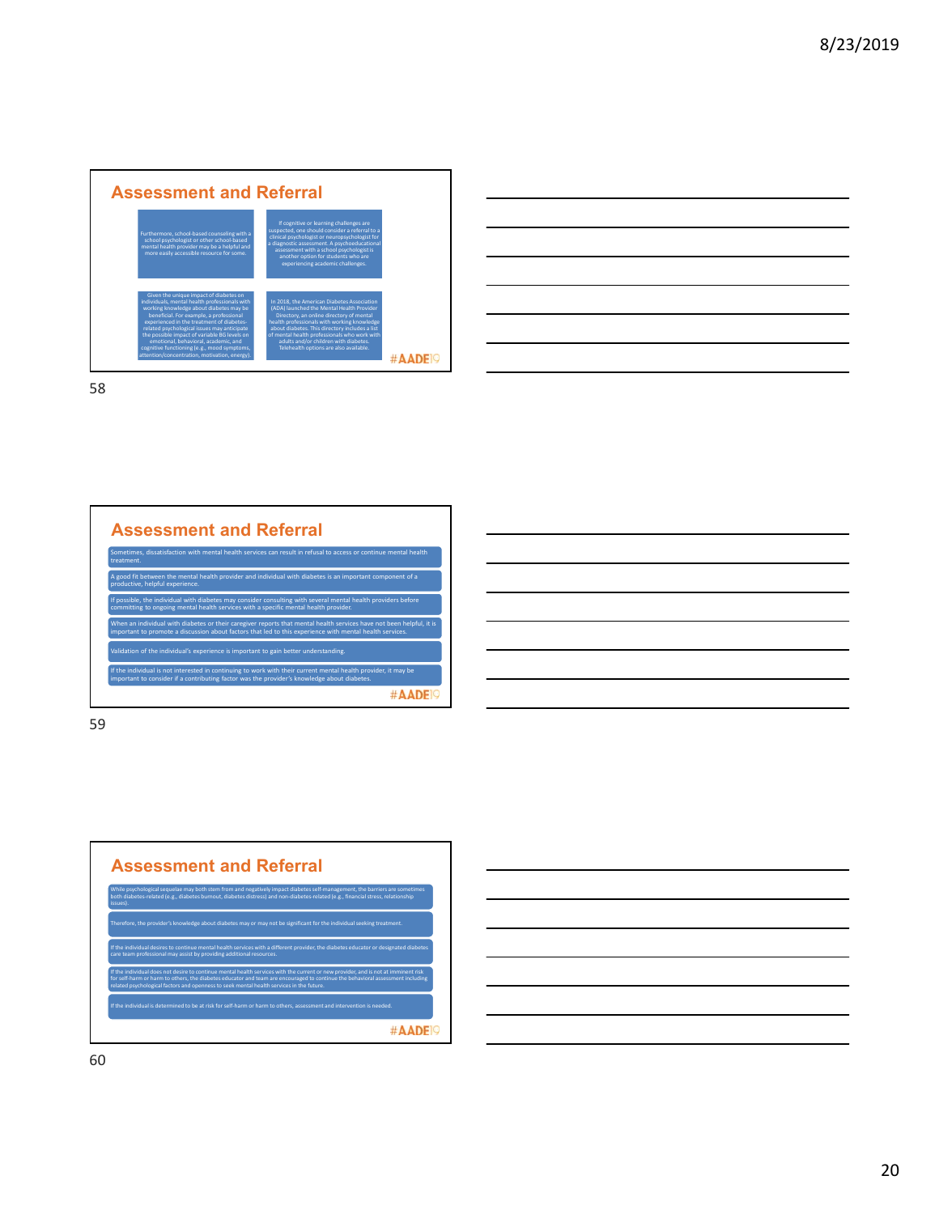## Assessment and Referral

Furthermore, school-based counseling with a school psychologist or other school-based mental health provider may be a helpful and more easily accessible resource for some.

If cognitive or learning challenges are suspected, one should consider a referral to a clinical psychologist or neuropsychologist for a diagnostic assessment. A psychoeducational assessment with a school psychologist is another option for students who are experiencing academic challenges.

Given the unique impact of diabetes on individuals, mental health professionals with working knowledge about diabetes may be beneficial. For example, a professional experienced in the treatment of diabetes-related psychological issues may anticipate the possible impact of variable BG levels on emotional, behavioral, academic, and cognitive functioning (e.g., mood symptoms, attention/concentration, motivation, energy).

In 2018, the American Diabetes Association (ADA) launched the Mental Health Provider Directory, an online directory of mental health professionals with working knowledge about diabetes. This directory includes a list of mental health professionals who work with adults and/or children with diabetes. Telehealth options are also available.

#AADE19

## Assessment and Referral

- Sometimes, dissatisfaction with mental health services can result in refusal to access or continue mental health treatment.
- A good fit between the mental health provider and individual with diabetes is an important component of a productive, helpful experience.
- If possible, the individual with diabetes may consider consulting with several mental health providers before committing to ongoing mental health services with a specific mental health provider.
- When an individual with diabetes or their caregiver reports that mental health services have not been helpful, it is important to promote a discussion about factors that led to this experience with mental health services.
- Validation of the individual's experience is important to gain better understanding.
- If the individual is not interested in continuing to work with their current mental health provider, it may be important to consider if a contributing factor was the provider's knowledge about diabetes.

#AADE19

## Assessment and Referral

- While psychological sequelae may both stem from and negatively impact diabetes self-management, the barriers are sometimes both diabetes-related (e.g., diabetes burnout, diabetes distress) and non-diabetes-related (e.g., financial stress, relationship issues).
- Therefore, the provider's knowledge about diabetes may or may not be significant for the individual seeking treatment.
- If the individual desires to continue mental health services with a different provider, the diabetes educator or designated diabetes care team professional may assist by providing additional resources.
- If the individual does not desire to continue mental health services with the current or new provider, and is not at imminent risk for self-harm or harm to others, the diabetes educator and team are encouraged to continue the behavioral assessment including related psychological factors and openness to seek mental health services in the future.
- If the individual is determined to be at risk for self-harm or harm to others, assessment and intervention is needed.

#AADE19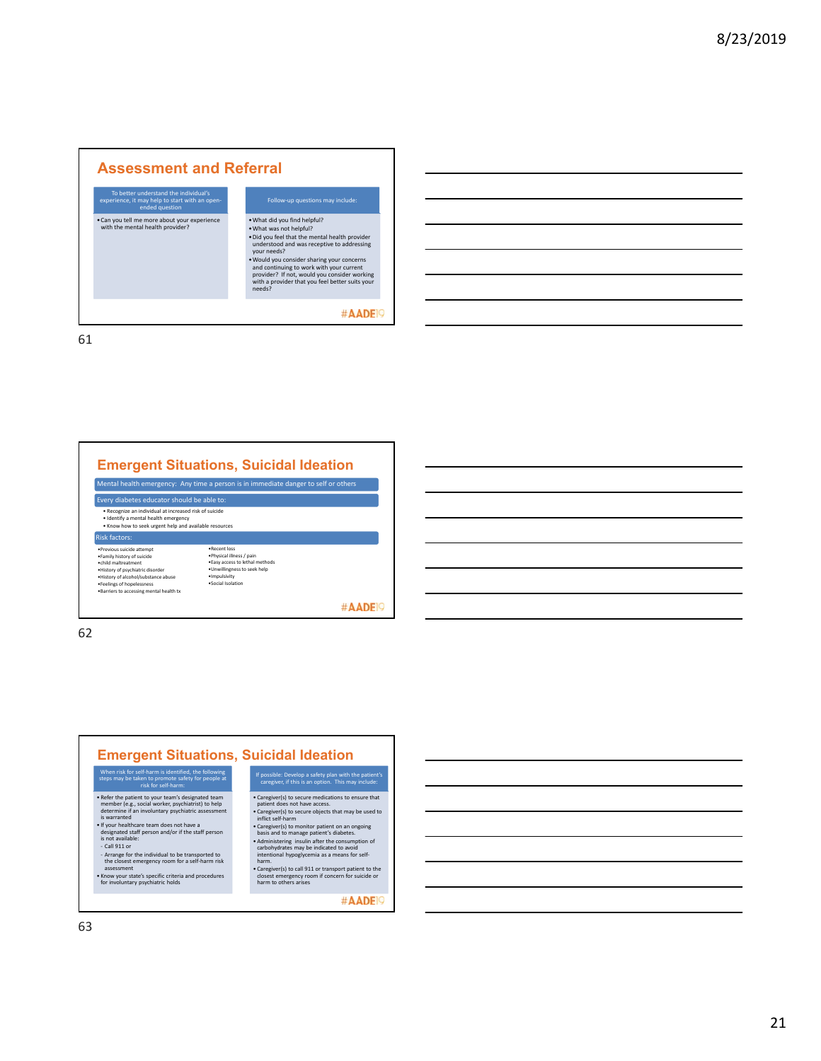## Assessment and Referral

**To better understand the individual's experience, it may help to start with an open-ended question**

- Can you tell me more about your experience with the mental health provider?

**Follow-up questions may include:**

- What did you find helpful?
- What was not helpful?
- Did you feel that the mental health provider understood and was receptive to addressing your needs?
- Would you consider sharing your concerns and continuing to work with your current provider? If not, would you consider working with a provider that you feel better suits your needs?

#AADE19

## Emergent Situations, Suicidal Ideation

**Mental health emergency:** Any time a person is in immediate danger to self or others

**Every diabetes educator should be able to:**

- Recognize an individual at increased risk of suicide
- Identify a mental health emergency
- Know how to seek urgent help and available resources

**Risk factors:**

- Previous suicide attempt
- Family history of suicide
- child maltreatment
- History of psychiatric disorder
- History of alcohol/substance abuse
- Feelings of hopelessness
- Barriers to accessing mental health tx
- Recent loss
- Physical illness / pain
- Easy access to lethal methods
- Unwillingness to seek help
- Impulsivity
- Social Isolation

#AADE19

## Emergent Situations, Suicidal Ideation

**When risk for self-harm is identified, the following steps may be taken to promote safety for people at risk for self-harm:**

- Refer the patient to your team's designated team member (e.g., social worker, psychiatrist) to help determine if an involuntary psychiatric assessment is warranted
- If your healthcare team does not have a designated staff person and/or if the staff person is not available:
  - Call 911 or
  - Arrange for the individual to be transported to the closest emergency room for a self-harm risk assessment
- Know your state's specific criteria and procedures for involuntary psychiatric holds

**If possible: Develop a safety plan with the patient's caregiver, if this is an option. This may include:**

- Caregiver(s) to secure medications to ensure that patient does not have access.
- Caregiver(s) to secure objects that may be used to inflict self-harm
- Caregiver(s) to monitor patient on an ongoing basis and to manage patient's diabetes.
- Administering insulin after the consumption of carbohydrates may be indicated to avoid intentional hypoglycemia as a means for self-harm.
- Caregiver(s) to call 911 or transport patient to the closest emergency room if concern for suicide or harm to others arises

#AADE19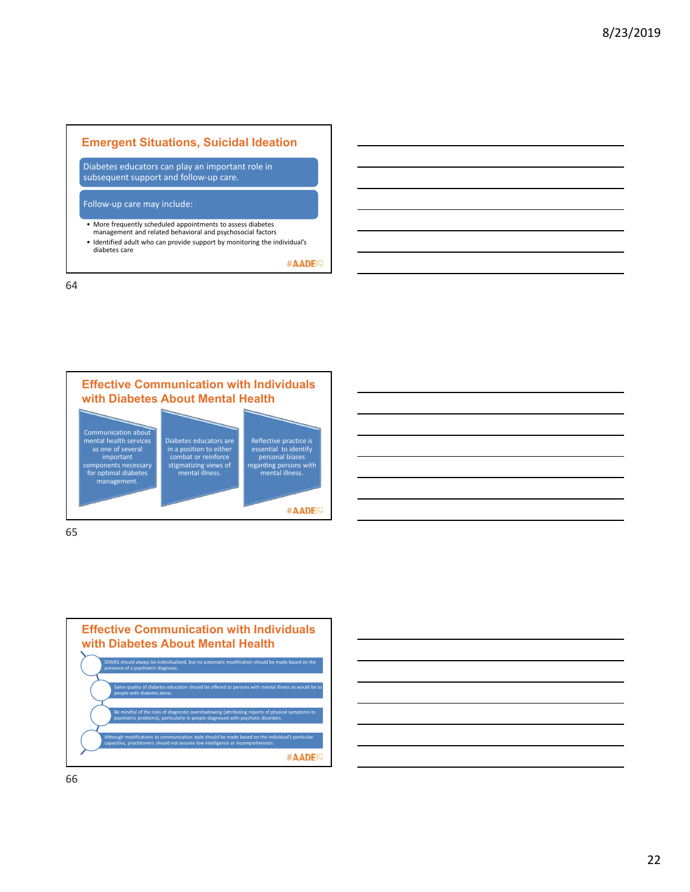## Emergent Situations, Suicidal Ideation

Diabetes educators can play an important role in subsequent support and follow-up care.

Follow-up care may include:

- More frequently scheduled appointments to assess diabetes management and related behavioral and psychosocial factors
- Identified adult who can provide support by monitoring the individual's diabetes care

#AADE19

64

## Effective Communication with Individuals with Diabetes About Mental Health

- Communication about mental health services as one of several important components necessary for optimal diabetes management.
- Diabetes educators are in a position to either combat or reinforce stigmatizing views of mental illness.
- Reflective practice is essential to identify personal biases regarding persons with mental illness.

#AADE19

65

## Effective Communication with Individuals with Diabetes About Mental Health

- DSMES should always be individualized, but no automatic modification should be made based on the presence of a psychiatric diagnosis.
- Same quality of diabetes education should be offered to persons with mental illness as would be to people with diabetes alone.
- Be mindful of the risks of diagnostic overshadowing (attributing reports of physical symptoms to psychiatric problems), particularly in people diagnosed with psychotic disorders.
- Although modifications to communication style should be made based on the individual's particular capacities, practitioners should not assume low intelligence or incomprehension.

#AADE19

66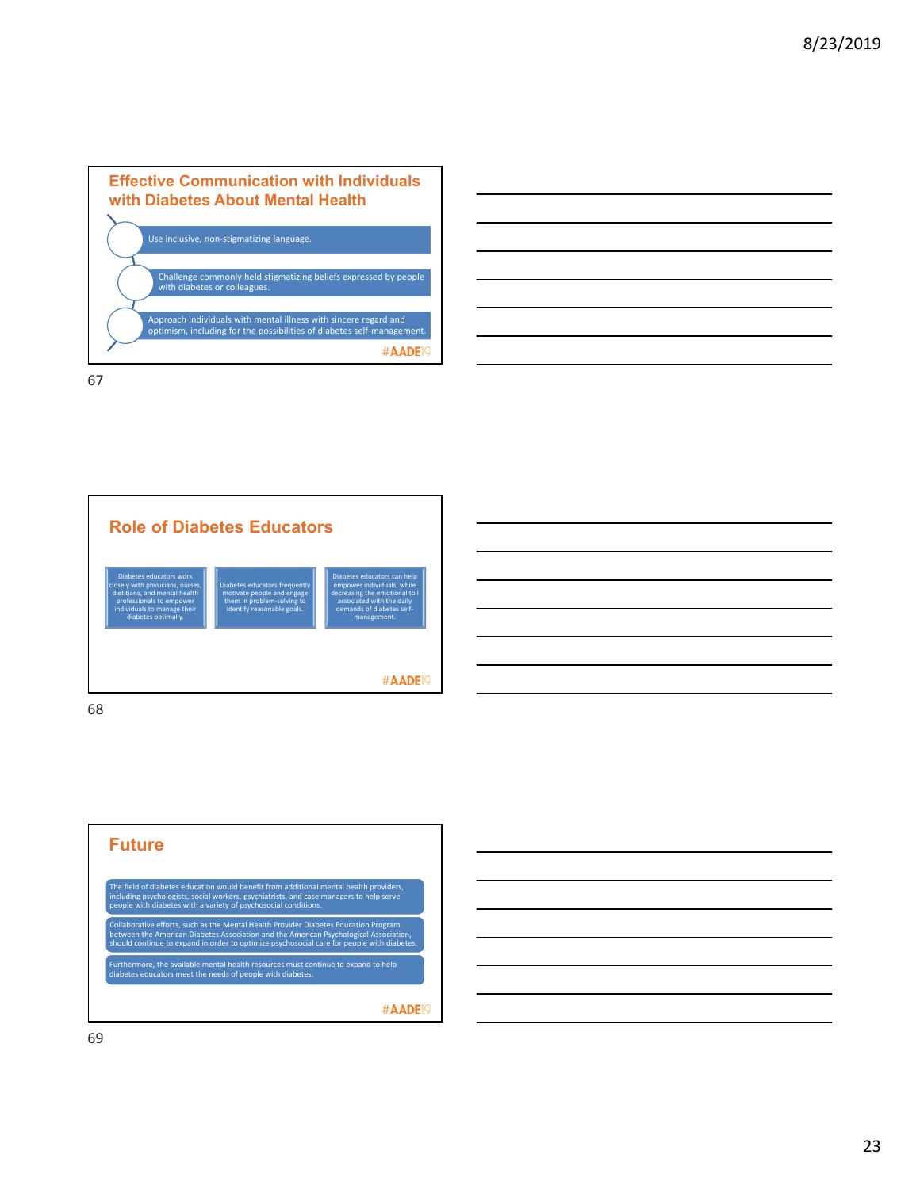## Effective Communication with Individuals with Diabetes About Mental Health

- Use inclusive, non-stigmatizing language.
- Challenge commonly held stigmatizing beliefs expressed by people with diabetes or colleagues.
- Approach individuals with mental illness with sincere regard and optimism, including for the possibilities of diabetes self-management.

#AADE19

## Role of Diabetes Educators

- Diabetes educators work closely with physicians, nurses, dietitians, and mental health professionals to empower individuals to manage their diabetes optimally.
- Diabetes educators frequently motivate people and engage them in problem-solving to identify reasonable goals.
- Diabetes educators can help empower individuals, while decreasing the emotional toll associated with the daily demands of diabetes self-management.

#AADE19

## Future

- The field of diabetes education would benefit from additional mental health providers, including psychologists, social workers, psychiatrists, and case managers to help serve people with diabetes with a variety of psychosocial conditions.
- Collaborative efforts, such as the Mental Health Provider Diabetes Education Program between the American Diabetes Association and the American Psychological Association, should continue to expand in order to optimize psychosocial care for people with diabetes.
- Furthermore, the available mental health resources must continue to expand to help diabetes educators meet the needs of people with diabetes.

#AADE19